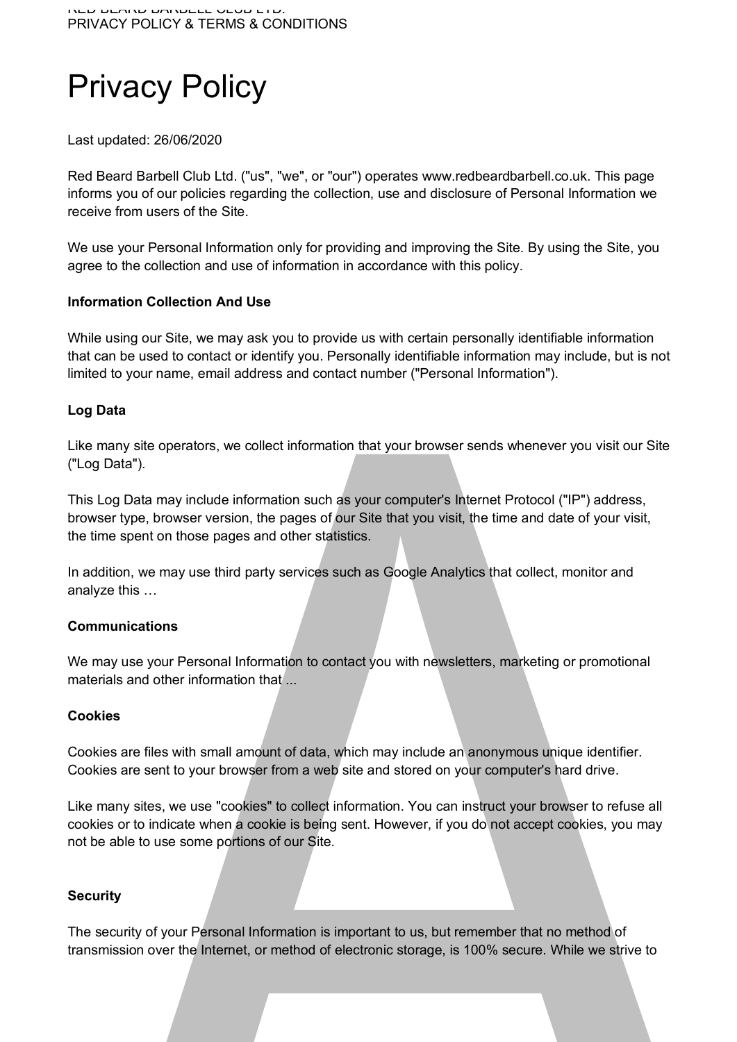# Privacy Policy

Last updated: 26/06/2020

Red Beard Barbell Club Ltd. ("us", "we", or "our") operates www.redbeardbarbell.co.uk. This page informs you of our policies regarding the collection, use and disclosure of Personal Information we receive from users of the Site.

We use your Personal Information only for providing and improving the Site. By using the Site, you agree to the collection and use of information in accordance with this policy.

**Information Collection And Use**

While using our Site, we may ask you to provide us with certain personally identifiable information that can be used to contact or identify you. Personally identifiable information may include, but is not limited to your name, email address and contact number ("Personal Information").

**Log Data**

Like many site operators, we collect information that your browser sends whenever you visit our Site ("Log Data").

This Log Data may include information such as your computer's Internet Protocol ("IP") address, browser type, browser version, the pages of our Site that you visit, the time and date of your visit, the time spent on those pages and other statistics.

In addition, we may use third party services such as Google Analytics that collect, monitor and analyze this …

**Communications**

We may use your Personal Information to contact you with newsletters, marketing or promotional materials and other information that ...

**Cookies**

Cookies are files with small amount of data, which may include an anonymous unique identifier. Cookies are sent to your browser from a web site and stored on your computer's hard drive.

Like many sites, we use "cookies" to collect information. You can instruct your browser to refuse all cookies or to indicate when a cookie is being sent. However, if you do not accept cookies, you may not be able to use some portions of our Site.

**Security**

The security of your Personal Information is important to us, but remember that no method of transmission over the Internet, or method of electronic storage, is 100% secure. While we strive to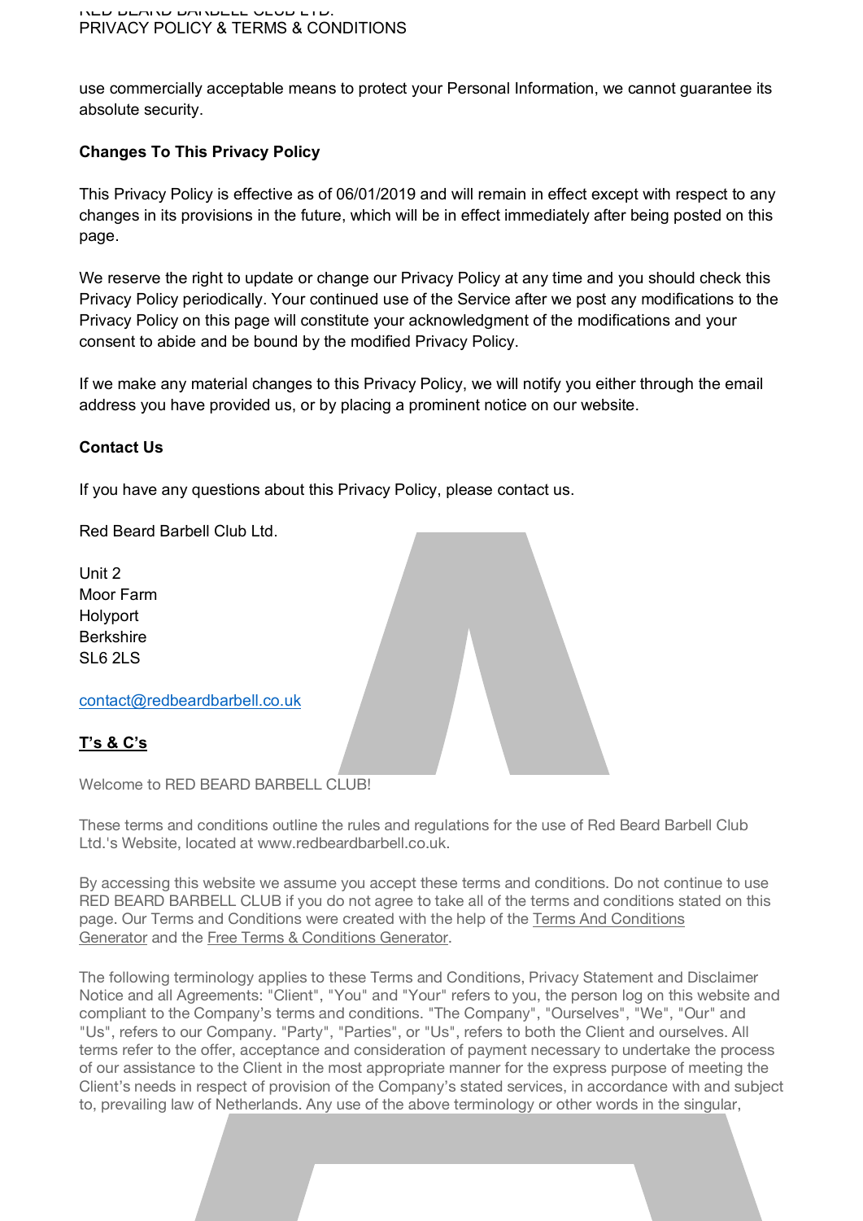use commercially acceptable means to protect your Personal Information, we cannot guarantee its absolute security.

**Changes To This Privacy Policy**

This Privacy Policy is effective as of 06/01/2019 and will remain in effect except with respect to any changes in its provisions in the future, which will be in effect immediately after being posted on this page.

We reserve the right to update or change our Privacy Policy at any time and you should check this Privacy Policy periodically. Your continued use of the Service after we post any modifications to the Privacy Policy on this page will constitute your acknowledgment of the modifications and your consent to abide and be bound by the modified Privacy Policy.

If we make any material changes to this Privacy Policy, we will notify you either through the email address you have provided us, or by placing a prominent notice on our website.

**Contact Us**

If you have any questions about this Privacy Policy, please contact us.

Red Beard Barbell Club Ltd.

Unit 2
Moor Farm
Holyport
Berkshire
SL6 2LS

contact@redbeardbarbell.co.uk

**T's & C's**

Welcome to RED BEARD BARBELL CLUB!

These terms and conditions outline the rules and regulations for the use of Red Beard Barbell Club Ltd.'s Website, located at www.redbeardbarbell.co.uk.

By accessing this website we assume you accept these terms and conditions. Do not continue to use RED BEARD BARBELL CLUB if you do not agree to take all of the terms and conditions stated on this page. Our Terms and Conditions were created with the help of the Terms And Conditions Generator and the Free Terms & Conditions Generator.

The following terminology applies to these Terms and Conditions, Privacy Statement and Disclaimer Notice and all Agreements: "Client", "You" and "Your" refers to you, the person log on this website and compliant to the Company's terms and conditions. "The Company", "Ourselves", "We", "Our" and "Us", refers to our Company. "Party", "Parties", or "Us", refers to both the Client and ourselves. All terms refer to the offer, acceptance and consideration of payment necessary to undertake the process of our assistance to the Client in the most appropriate manner for the express purpose of meeting the Client's needs in respect of provision of the Company's stated services, in accordance with and subject to, prevailing law of Netherlands. Any use of the above terminology or other words in the singular,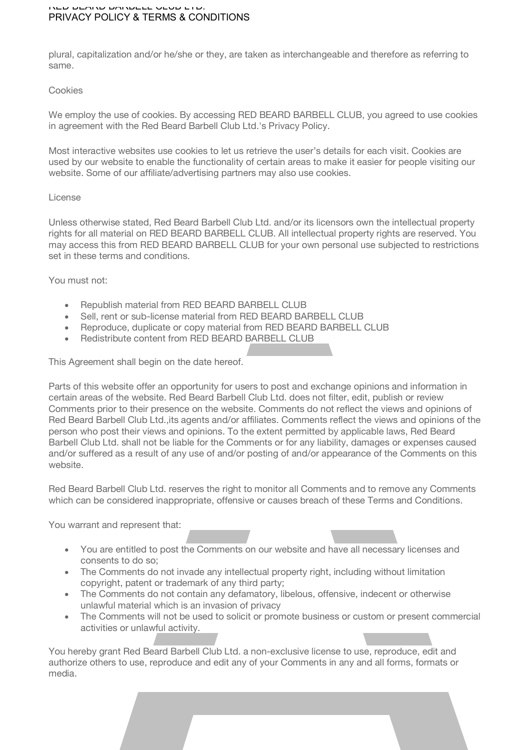plural, capitalization and/or he/she or they, are taken as interchangeable and therefore as referring to same.

Cookies

We employ the use of cookies. By accessing RED BEARD BARBELL CLUB, you agreed to use cookies in agreement with the Red Beard Barbell Club Ltd.'s Privacy Policy.

Most interactive websites use cookies to let us retrieve the user's details for each visit. Cookies are used by our website to enable the functionality of certain areas to make it easier for people visiting our website. Some of our affiliate/advertising partners may also use cookies.

License

Unless otherwise stated, Red Beard Barbell Club Ltd. and/or its licensors own the intellectual property rights for all material on RED BEARD BARBELL CLUB. All intellectual property rights are reserved. You may access this from RED BEARD BARBELL CLUB for your own personal use subjected to restrictions set in these terms and conditions.

You must not:

- Republish material from RED BEARD BARBELL CLUB
- Sell, rent or sub-license material from RED BEARD BARBELL CLUB
- Reproduce, duplicate or copy material from RED BEARD BARBELL CLUB
- Redistribute content from RED BEARD BARBELL CLUB

This Agreement shall begin on the date hereof.

Parts of this website offer an opportunity for users to post and exchange opinions and information in certain areas of the website. Red Beard Barbell Club Ltd. does not filter, edit, publish or review Comments prior to their presence on the website. Comments do not reflect the views and opinions of Red Beard Barbell Club Ltd.,its agents and/or affiliates. Comments reflect the views and opinions of the person who post their views and opinions. To the extent permitted by applicable laws, Red Beard Barbell Club Ltd. shall not be liable for the Comments or for any liability, damages or expenses caused and/or suffered as a result of any use of and/or posting of and/or appearance of the Comments on this website.

Red Beard Barbell Club Ltd. reserves the right to monitor all Comments and to remove any Comments which can be considered inappropriate, offensive or causes breach of these Terms and Conditions.

You warrant and represent that:

- You are entitled to post the Comments on our website and have all necessary licenses and consents to do so;
- The Comments do not invade any intellectual property right, including without limitation copyright, patent or trademark of any third party;
- The Comments do not contain any defamatory, libelous, offensive, indecent or otherwise unlawful material which is an invasion of privacy
- The Comments will not be used to solicit or promote business or custom or present commercial activities or unlawful activity.

You hereby grant Red Beard Barbell Club Ltd. a non-exclusive license to use, reproduce, edit and authorize others to use, reproduce and edit any of your Comments in any and all forms, formats or media.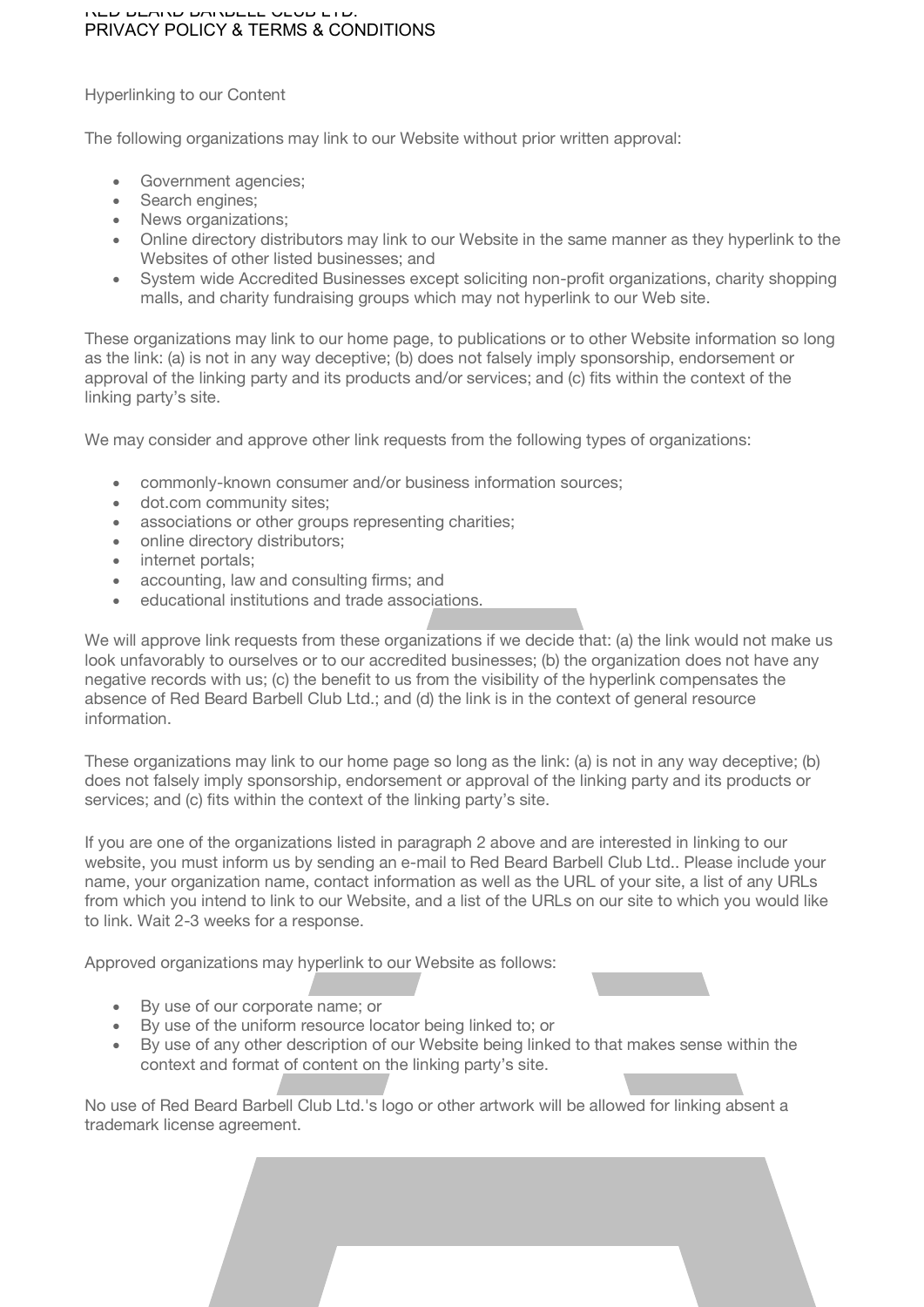Hyperlinking to our Content

The following organizations may link to our Website without prior written approval:

- Government agencies;
- Search engines;
- News organizations;
- Online directory distributors may link to our Website in the same manner as they hyperlink to the Websites of other listed businesses; and
- System wide Accredited Businesses except soliciting non-profit organizations, charity shopping malls, and charity fundraising groups which may not hyperlink to our Web site.

These organizations may link to our home page, to publications or to other Website information so long as the link: (a) is not in any way deceptive; (b) does not falsely imply sponsorship, endorsement or approval of the linking party and its products and/or services; and (c) fits within the context of the linking party's site.

We may consider and approve other link requests from the following types of organizations:

- commonly-known consumer and/or business information sources;
- dot.com community sites;
- associations or other groups representing charities;
- online directory distributors;
- internet portals;
- accounting, law and consulting firms; and
- educational institutions and trade associations.

We will approve link requests from these organizations if we decide that: (a) the link would not make us look unfavorably to ourselves or to our accredited businesses; (b) the organization does not have any negative records with us; (c) the benefit to us from the visibility of the hyperlink compensates the absence of Red Beard Barbell Club Ltd.; and (d) the link is in the context of general resource information.

These organizations may link to our home page so long as the link: (a) is not in any way deceptive; (b) does not falsely imply sponsorship, endorsement or approval of the linking party and its products or services; and (c) fits within the context of the linking party's site.

If you are one of the organizations listed in paragraph 2 above and are interested in linking to our website, you must inform us by sending an e-mail to Red Beard Barbell Club Ltd.. Please include your name, your organization name, contact information as well as the URL of your site, a list of any URLs from which you intend to link to our Website, and a list of the URLs on our site to which you would like to link. Wait 2-3 weeks for a response.

Approved organizations may hyperlink to our Website as follows:

- By use of our corporate name; or
- By use of the uniform resource locator being linked to; or
- By use of any other description of our Website being linked to that makes sense within the context and format of content on the linking party's site.

No use of Red Beard Barbell Club Ltd.'s logo or other artwork will be allowed for linking absent a trademark license agreement.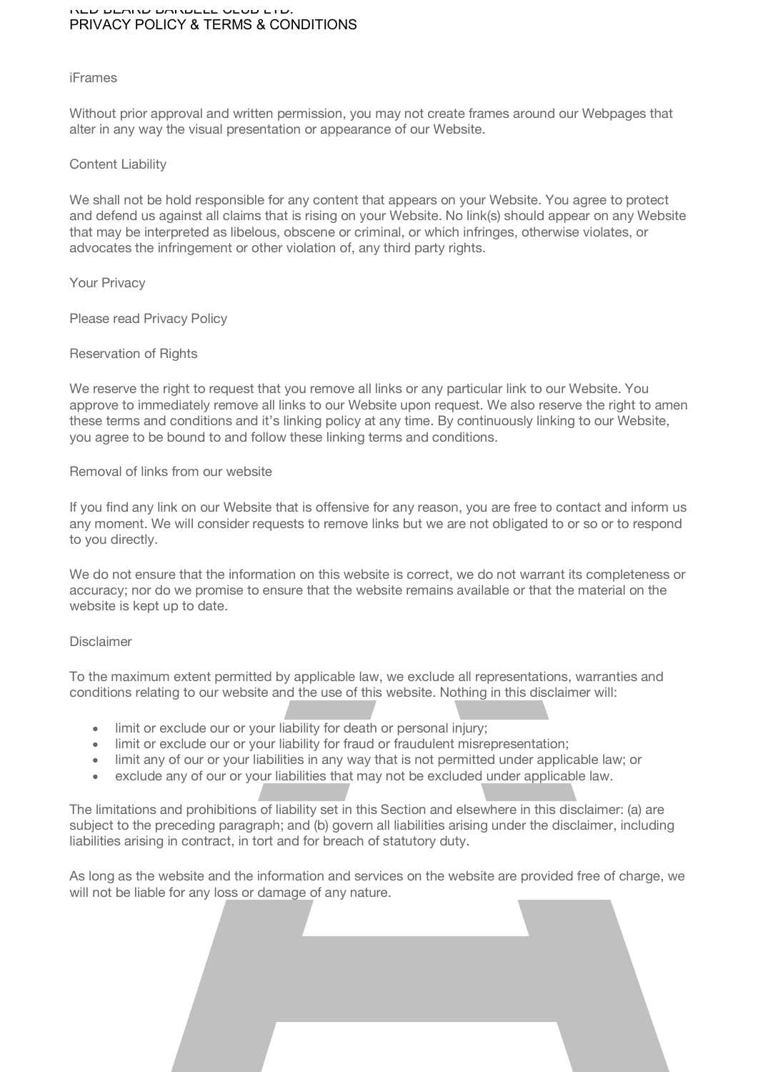iFrames

Without prior approval and written permission, you may not create frames around our Webpages that alter in any way the visual presentation or appearance of our Website.

Content Liability

We shall not be hold responsible for any content that appears on your Website. You agree to protect and defend us against all claims that is rising on your Website. No link(s) should appear on any Website that may be interpreted as libelous, obscene or criminal, or which infringes, otherwise violates, or advocates the infringement or other violation of, any third party rights.

Your Privacy

Please read Privacy Policy

Reservation of Rights

We reserve the right to request that you remove all links or any particular link to our Website. You approve to immediately remove all links to our Website upon request. We also reserve the right to amen these terms and conditions and it's linking policy at any time. By continuously linking to our Website, you agree to be bound to and follow these linking terms and conditions.

Removal of links from our website

If you find any link on our Website that is offensive for any reason, you are free to contact and inform us any moment. We will consider requests to remove links but we are not obligated to or so or to respond to you directly.

We do not ensure that the information on this website is correct, we do not warrant its completeness or accuracy; nor do we promise to ensure that the website remains available or that the material on the website is kept up to date.

Disclaimer

To the maximum extent permitted by applicable law, we exclude all representations, warranties and conditions relating to our website and the use of this website. Nothing in this disclaimer will:

- limit or exclude our or your liability for death or personal injury;
- limit or exclude our or your liability for fraud or fraudulent misrepresentation;
- limit any of our or your liabilities in any way that is not permitted under applicable law; or
- exclude any of our or your liabilities that may not be excluded under applicable law.

The limitations and prohibitions of liability set in this Section and elsewhere in this disclaimer: (a) are subject to the preceding paragraph; and (b) govern all liabilities arising under the disclaimer, including liabilities arising in contract, in tort and for breach of statutory duty.

As long as the website and the information and services on the website are provided free of charge, we will not be liable for any loss or damage of any nature.